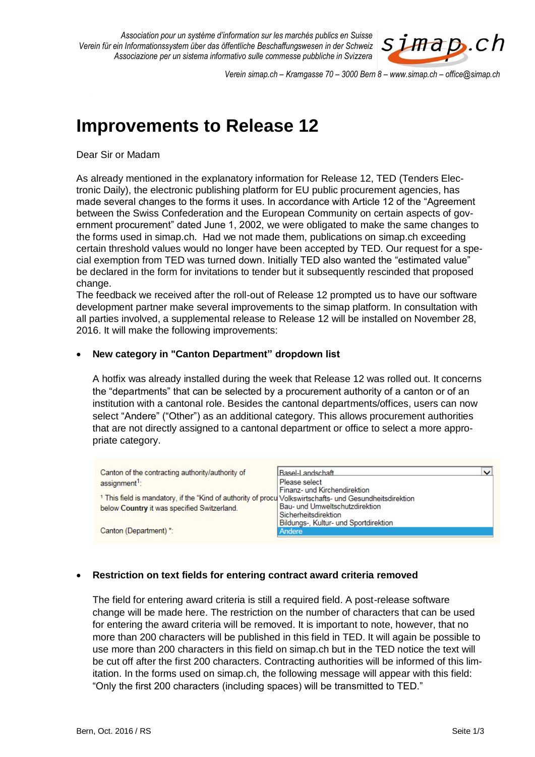*Association pour un système d'information sur les marchés publics en Suisse*
*Verein für ein Informationssystem über das öffentliche Beschaffungswesen in der Schweiz*
*Associazione per un sistema informativo sulle commesse pubbliche in Svizzera*

simap.ch

*Verein simap.ch – Kramgasse 70 – 3000 Bern 8 – www.simap.ch – office@simap.ch*

# Improvements to Release 12

Dear Sir or Madam

As already mentioned in the explanatory information for Release 12, TED (Tenders Electronic Daily), the electronic publishing platform for EU public procurement agencies, has made several changes to the forms it uses. In accordance with Article 12 of the "Agreement between the Swiss Confederation and the European Community on certain aspects of government procurement" dated June 1, 2002, we were obligated to make the same changes to the forms used in simap.ch. Had we not made them, publications on simap.ch exceeding certain threshold values would no longer have been accepted by TED. Our request for a special exemption from TED was turned down. Initially TED also wanted the "estimated value" be declared in the form for invitations to tender but it subsequently rescinded that proposed change.
The feedback we received after the roll-out of Release 12 prompted us to have our software development partner make several improvements to the simap platform. In consultation with all parties involved, a supplemental release to Release 12 will be installed on November 28, 2016. It will make the following improvements:

- **New category in "Canton Department" dropdown list**

  A hotfix was already installed during the week that Release 12 was rolled out. It concerns the "departments" that can be selected by a procurement authority of a canton or of an institution with a cantonal role. Besides the cantonal departments/offices, users can now select "Andere" ("Other") as an additional category. This allows procurement authorities that are not directly assigned to a cantonal department or office to select a more appropriate category.

  Canton of the contracting authority/authority of assignment[1]: Basel-Landschaft

  [1] This field is mandatory, if the "Kind of authority of procu... below **Country** it was specified Switzerland.

  Canton (Department) *:
  - Please select
  - Finanz- und Kirchendirektion
  - Volkswirtschafts- und Gesundheitsdirektion
  - Bau- und Umweltschutzdirektion
  - Sicherheitsdirektion
  - Bildungs-, Kultur- und Sportdirektion
  - Andere

- **Restriction on text fields for entering contract award criteria removed**

  The field for entering award criteria is still a required field. A post-release software change will be made here. The restriction on the number of characters that can be used for entering the award criteria will be removed. It is important to note, however, that no more than 200 characters will be published in this field in TED. It will again be possible to use more than 200 characters in this field on simap.ch but in the TED notice the text will be cut off after the first 200 characters. Contracting authorities will be informed of this limitation. In the forms used on simap.ch, the following message will appear with this field: "Only the first 200 characters (including spaces) will be transmitted to TED."

Bern, Oct. 2016 / RS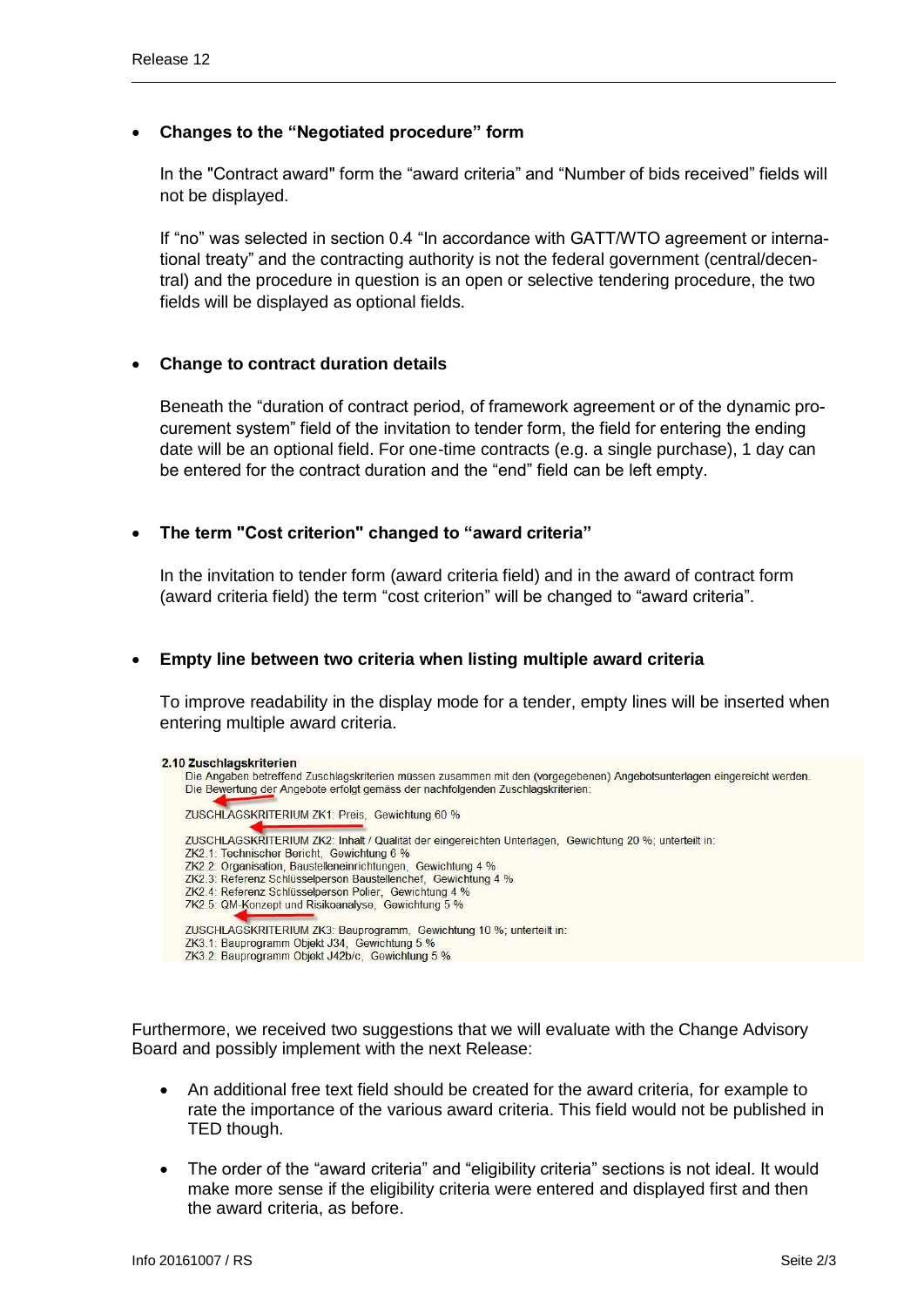- **Changes to the "Negotiated procedure" form**

  In the "Contract award" form the "award criteria" and "Number of bids received" fields will not be displayed.

  If "no" was selected in section 0.4 "In accordance with GATT/WTO agreement or international treaty" and the contracting authority is not the federal government (central/decentral) and the procedure in question is an open or selective tendering procedure, the two fields will be displayed as optional fields.

- **Change to contract duration details**

  Beneath the "duration of contract period, of framework agreement or of the dynamic procurement system" field of the invitation to tender form, the field for entering the ending date will be an optional field. For one-time contracts (e.g. a single purchase), 1 day can be entered for the contract duration and the "end" field can be left empty.

- **The term "Cost criterion" changed to "award criteria"**

  In the invitation to tender form (award criteria field) and in the award of contract form (award criteria field) the term "cost criterion" will be changed to "award criteria".

- **Empty line between two criteria when listing multiple award criteria**

  To improve readability in the display mode for a tender, empty lines will be inserted when entering multiple award criteria.

  **2.10 Zuschlagskriterien**
  Die Angaben betreffend Zuschlagskriterien müssen zusammen mit den (vorgegebenen) Angebotsunterlagen eingereicht werden.
  Die Bewertung der Angebote erfolgt gemäss der nachfolgenden Zuschlagskriterien:

  ZUSCHLAGSKRITERIUM ZK1: Preis, Gewichtung 60 %

  ZUSCHLAGSKRITERIUM ZK2: Inhalt / Qualität der eingereichten Unterlagen, Gewichtung 20 %; unterteilt in:
  ZK2.1: Technischer Bericht, Gewichtung 6 %
  ZK2.2: Organisation, Baustelleneinrichtungen, Gewichtung 4 %
  ZK2.3: Referenz Schlüsselperson Baustellenchef, Gewichtung 4 %
  ZK2.4: Referenz Schlüsselperson Polier, Gewichtung 4 %
  ZK2.5: QM-Konzept und Risikoanalyse, Gewichtung 5 %

  ZUSCHLAGSKRITERIUM ZK3: Bauprogramm, Gewichtung 10 %; unterteilt in:
  ZK3.1: Bauprogramm Objekt J34, Gewichtung 5 %
  ZK3.2: Bauprogramm Objekt J42b/c, Gewichtung 5 %

Furthermore, we received two suggestions that we will evaluate with the Change Advisory Board and possibly implement with the next Release:

- An additional free text field should be created for the award criteria, for example to rate the importance of the various award criteria. This field would not be published in TED though.
- The order of the "award criteria" and "eligibility criteria" sections is not ideal. It would make more sense if the eligibility criteria were entered and displayed first and then the award criteria, as before.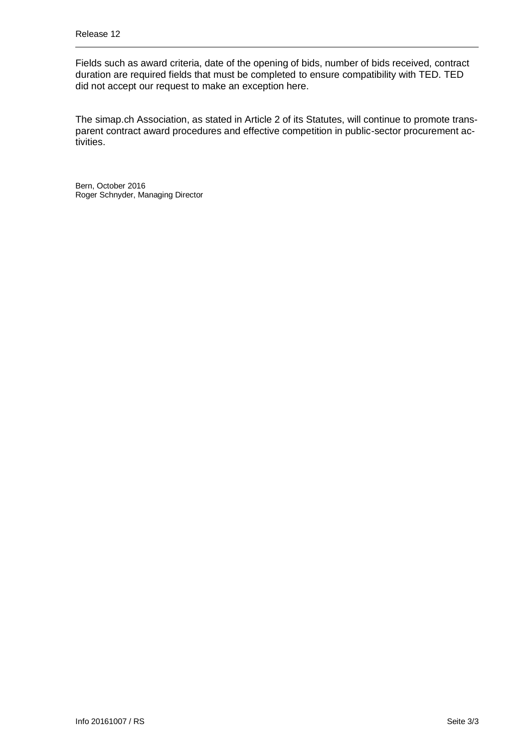Fields such as award criteria, date of the opening of bids, number of bids received, contract duration are required fields that must be completed to ensure compatibility with TED. TED did not accept our request to make an exception here.

The simap.ch Association, as stated in Article 2 of its Statutes, will continue to promote transparent contract award procedures and effective competition in public-sector procurement activities.

Bern, October 2016
Roger Schnyder, Managing Director